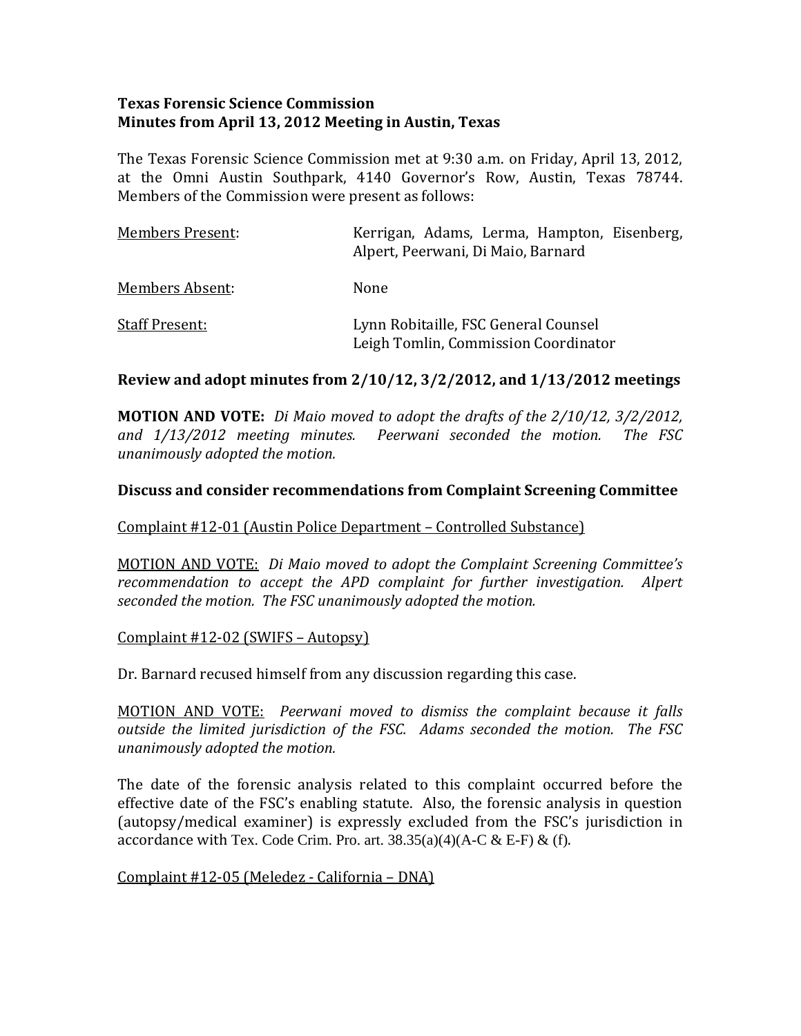**Texas Forensic Science Commission**
**Minutes from April 13, 2012 Meeting in Austin, Texas**

The Texas Forensic Science Commission met at 9:30 a.m. on Friday, April 13, 2012, at the Omni Austin Southpark, 4140 Governor's Row, Austin, Texas 78744. Members of the Commission were present as follows:

| | |
|---|---|
| Members Present: | Kerrigan, Adams, Lerma, Hampton, Eisenberg, Alpert, Peerwani, Di Maio, Barnard |
| Members Absent: | None |
| Staff Present: | Lynn Robitaille, FSC General Counsel<br>Leigh Tomlin, Commission Coordinator |

**Review and adopt minutes from 2/10/12, 3/2/2012, and 1/13/2012 meetings**

**MOTION AND VOTE:** *Di Maio moved to adopt the drafts of the 2/10/12, 3/2/2012, and 1/13/2012 meeting minutes. Peerwani seconded the motion. The FSC unanimously adopted the motion.*

**Discuss and consider recommendations from Complaint Screening Committee**

Complaint #12-01 (Austin Police Department – Controlled Substance)

MOTION AND VOTE: *Di Maio moved to adopt the Complaint Screening Committee's recommendation to accept the APD complaint for further investigation. Alpert seconded the motion. The FSC unanimously adopted the motion.*

Complaint #12-02 (SWIFS – Autopsy)

Dr. Barnard recused himself from any discussion regarding this case.

MOTION AND VOTE: *Peerwani moved to dismiss the complaint because it falls outside the limited jurisdiction of the FSC. Adams seconded the motion. The FSC unanimously adopted the motion.*

The date of the forensic analysis related to this complaint occurred before the effective date of the FSC's enabling statute. Also, the forensic analysis in question (autopsy/medical examiner) is expressly excluded from the FSC's jurisdiction in accordance with Tex. Code Crim. Pro. art. 38.35(a)(4)(A-C & E-F) & (f).

Complaint #12-05 (Meledez - California – DNA)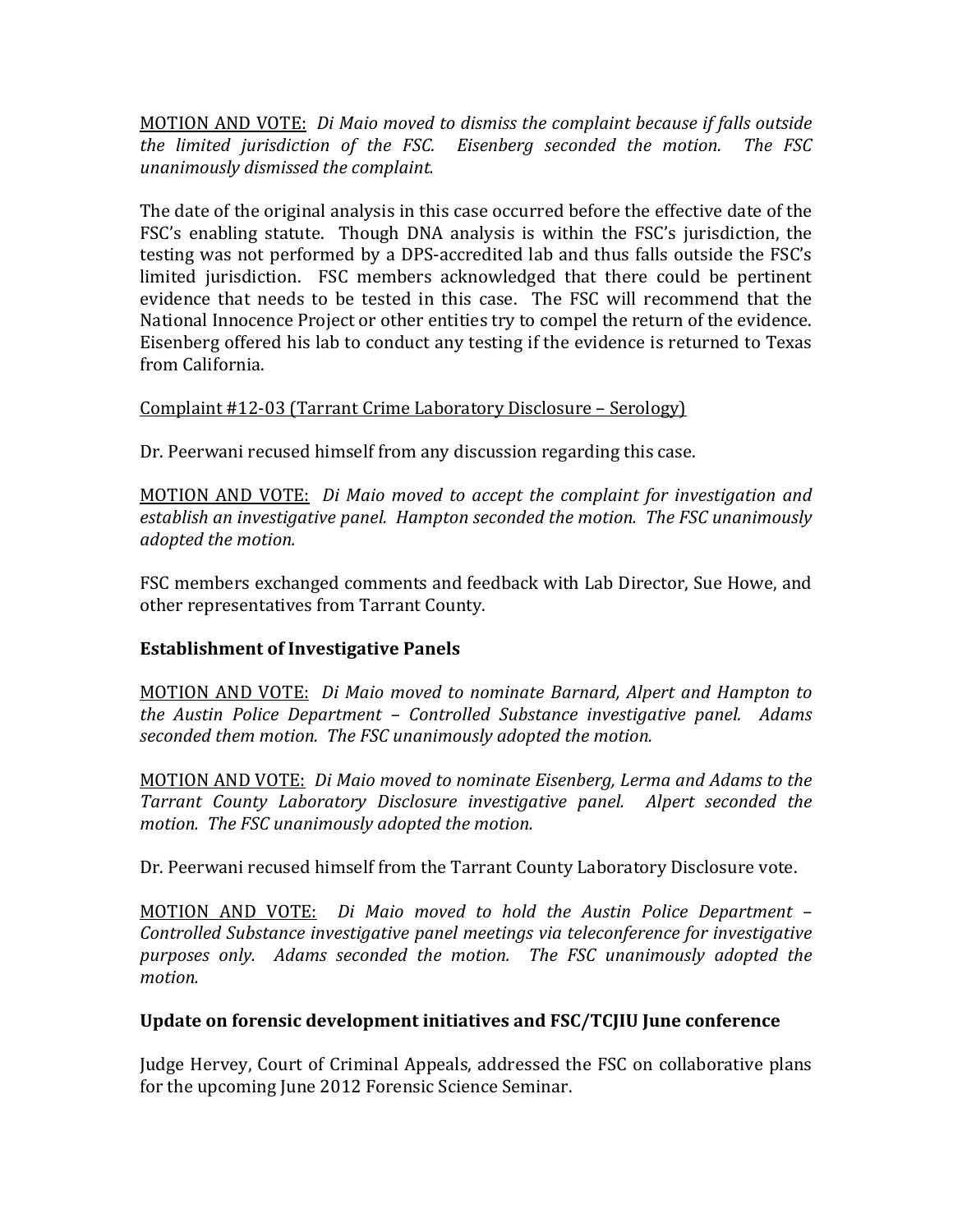MOTION AND VOTE: *Di Maio moved to dismiss the complaint because if falls outside the limited jurisdiction of the FSC. Eisenberg seconded the motion. The FSC unanimously dismissed the complaint.*

The date of the original analysis in this case occurred before the effective date of the FSC's enabling statute. Though DNA analysis is within the FSC's jurisdiction, the testing was not performed by a DPS-accredited lab and thus falls outside the FSC's limited jurisdiction. FSC members acknowledged that there could be pertinent evidence that needs to be tested in this case. The FSC will recommend that the National Innocence Project or other entities try to compel the return of the evidence. Eisenberg offered his lab to conduct any testing if the evidence is returned to Texas from California.

Complaint #12-03 (Tarrant Crime Laboratory Disclosure – Serology)

Dr. Peerwani recused himself from any discussion regarding this case.

MOTION AND VOTE: *Di Maio moved to accept the complaint for investigation and establish an investigative panel. Hampton seconded the motion. The FSC unanimously adopted the motion.*

FSC members exchanged comments and feedback with Lab Director, Sue Howe, and other representatives from Tarrant County.

**Establishment of Investigative Panels**

MOTION AND VOTE: *Di Maio moved to nominate Barnard, Alpert and Hampton to the Austin Police Department – Controlled Substance investigative panel. Adams seconded them motion. The FSC unanimously adopted the motion.*

MOTION AND VOTE: *Di Maio moved to nominate Eisenberg, Lerma and Adams to the Tarrant County Laboratory Disclosure investigative panel. Alpert seconded the motion. The FSC unanimously adopted the motion.*

Dr. Peerwani recused himself from the Tarrant County Laboratory Disclosure vote.

MOTION AND VOTE: *Di Maio moved to hold the Austin Police Department – Controlled Substance investigative panel meetings via teleconference for investigative purposes only. Adams seconded the motion. The FSC unanimously adopted the motion.*

**Update on forensic development initiatives and FSC/TCJIU June conference**

Judge Hervey, Court of Criminal Appeals, addressed the FSC on collaborative plans for the upcoming June 2012 Forensic Science Seminar.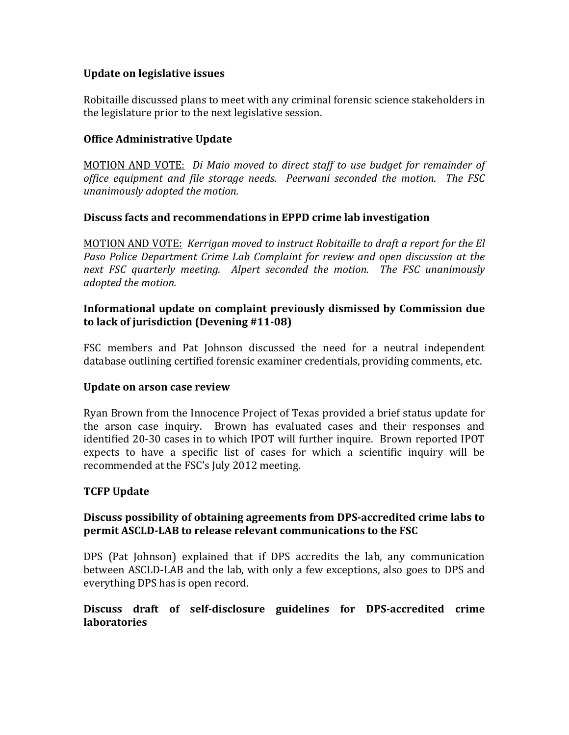**Update on legislative issues**

Robitaille discussed plans to meet with any criminal forensic science stakeholders in the legislature prior to the next legislative session.

**Office Administrative Update**

MOTION AND VOTE: *Di Maio moved to direct staff to use budget for remainder of office equipment and file storage needs. Peerwani seconded the motion. The FSC unanimously adopted the motion.*

**Discuss facts and recommendations in EPPD crime lab investigation**

MOTION AND VOTE: *Kerrigan moved to instruct Robitaille to draft a report for the El Paso Police Department Crime Lab Complaint for review and open discussion at the next FSC quarterly meeting. Alpert seconded the motion. The FSC unanimously adopted the motion.*

**Informational update on complaint previously dismissed by Commission due to lack of jurisdiction (Devening #11-08)**

FSC members and Pat Johnson discussed the need for a neutral independent database outlining certified forensic examiner credentials, providing comments, etc.

**Update on arson case review**

Ryan Brown from the Innocence Project of Texas provided a brief status update for the arson case inquiry. Brown has evaluated cases and their responses and identified 20-30 cases in to which IPOT will further inquire. Brown reported IPOT expects to have a specific list of cases for which a scientific inquiry will be recommended at the FSC's July 2012 meeting.

**TCFP Update**

**Discuss possibility of obtaining agreements from DPS-accredited crime labs to permit ASCLD-LAB to release relevant communications to the FSC**

DPS (Pat Johnson) explained that if DPS accredits the lab, any communication between ASCLD-LAB and the lab, with only a few exceptions, also goes to DPS and everything DPS has is open record.

**Discuss draft of self-disclosure guidelines for DPS-accredited crime laboratories**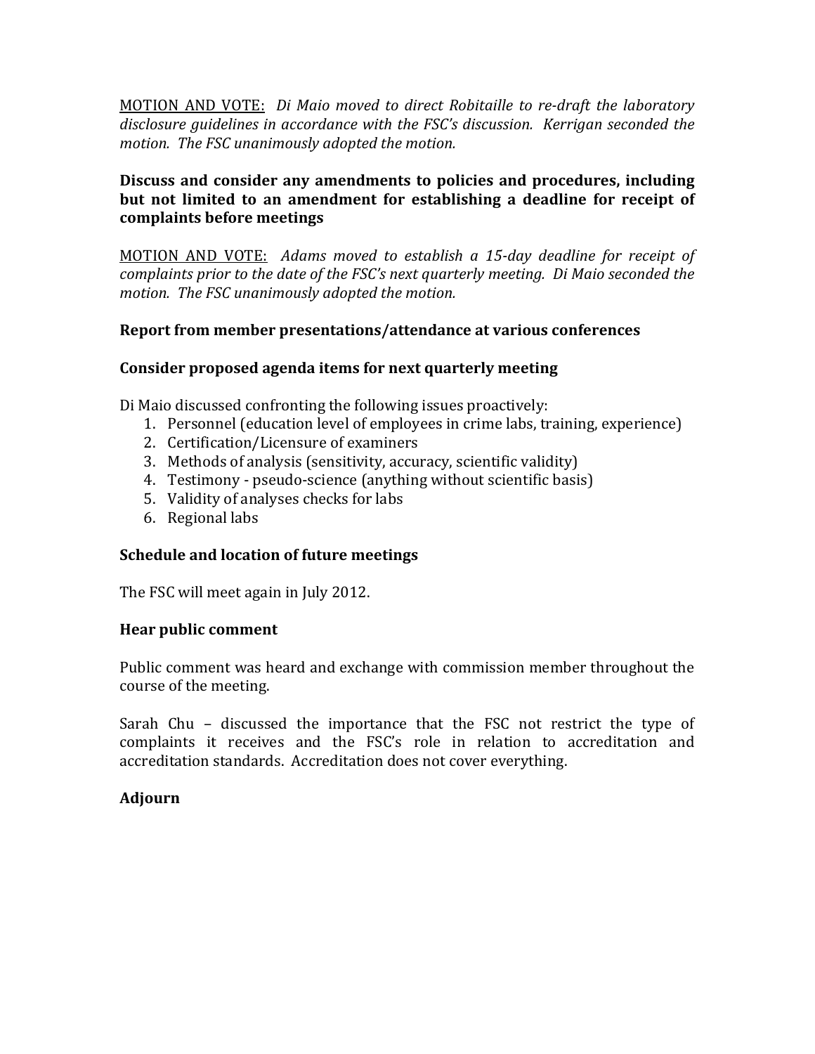MOTION AND VOTE: *Di Maio moved to direct Robitaille to re-draft the laboratory disclosure guidelines in accordance with the FSC's discussion. Kerrigan seconded the motion. The FSC unanimously adopted the motion.*

**Discuss and consider any amendments to policies and procedures, including but not limited to an amendment for establishing a deadline for receipt of complaints before meetings**

MOTION AND VOTE: *Adams moved to establish a 15-day deadline for receipt of complaints prior to the date of the FSC's next quarterly meeting. Di Maio seconded the motion. The FSC unanimously adopted the motion.*

**Report from member presentations/attendance at various conferences**

**Consider proposed agenda items for next quarterly meeting**

Di Maio discussed confronting the following issues proactively:

1. Personnel (education level of employees in crime labs, training, experience)
2. Certification/Licensure of examiners
3. Methods of analysis (sensitivity, accuracy, scientific validity)
4. Testimony - pseudo-science (anything without scientific basis)
5. Validity of analyses checks for labs
6. Regional labs

**Schedule and location of future meetings**

The FSC will meet again in July 2012.

**Hear public comment**

Public comment was heard and exchange with commission member throughout the course of the meeting.

Sarah Chu – discussed the importance that the FSC not restrict the type of complaints it receives and the FSC's role in relation to accreditation and accreditation standards. Accreditation does not cover everything.

**Adjourn**